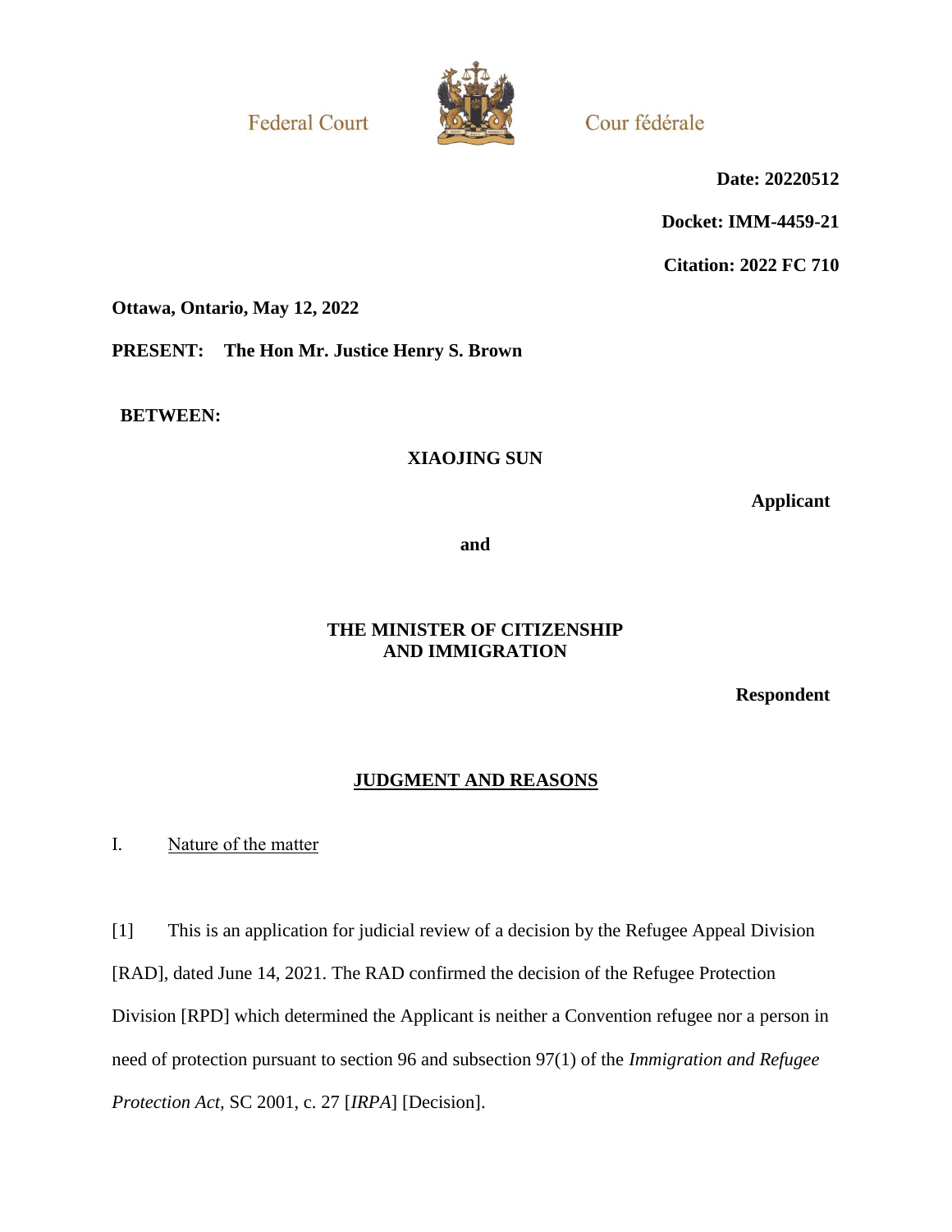Federal Court Cour fédérale

**Date: 20220512**

**Docket: IMM-4459-21**

**Citation: 2022 FC 710**

**Ottawa, Ontario, May 12, 2022**

**PRESENT: The Hon Mr. Justice Henry S. Brown**

**BETWEEN:**

**XIAOJING SUN**

**Applicant**

**and**

**THE MINISTER OF CITIZENSHIP AND IMMIGRATION**

**Respondent**

## JUDGMENT AND REASONS

### I. Nature of the matter

[1] This is an application for judicial review of a decision by the Refugee Appeal Division [RAD], dated June 14, 2021. The RAD confirmed the decision of the Refugee Protection Division [RPD] which determined the Applicant is neither a Convention refugee nor a person in need of protection pursuant to section 96 and subsection 97(1) of the *Immigration and Refugee Protection Act*, SC 2001, c. 27 [*IRPA*] [Decision].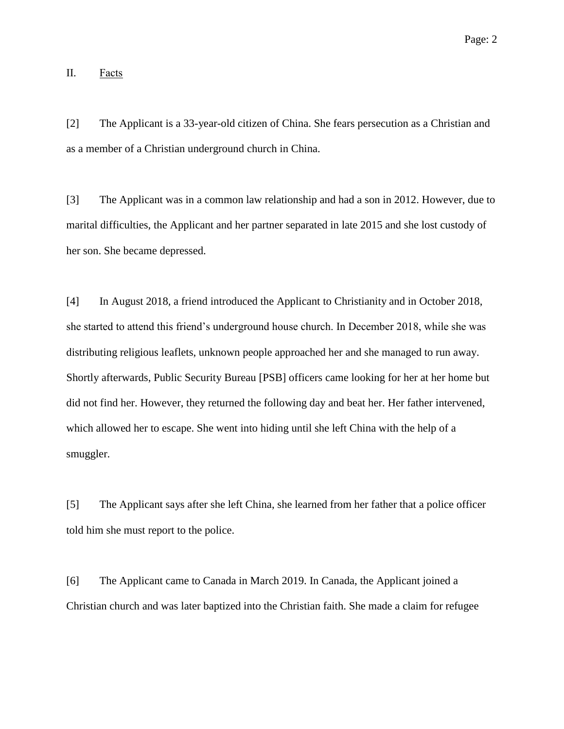## II. Facts

[2] The Applicant is a 33-year-old citizen of China. She fears persecution as a Christian and as a member of a Christian underground church in China.

[3] The Applicant was in a common law relationship and had a son in 2012. However, due to marital difficulties, the Applicant and her partner separated in late 2015 and she lost custody of her son. She became depressed.

[4] In August 2018, a friend introduced the Applicant to Christianity and in October 2018, she started to attend this friend's underground house church. In December 2018, while she was distributing religious leaflets, unknown people approached her and she managed to run away. Shortly afterwards, Public Security Bureau [PSB] officers came looking for her at her home but did not find her. However, they returned the following day and beat her. Her father intervened, which allowed her to escape. She went into hiding until she left China with the help of a smuggler.

[5] The Applicant says after she left China, she learned from her father that a police officer told him she must report to the police.

[6] The Applicant came to Canada in March 2019. In Canada, the Applicant joined a Christian church and was later baptized into the Christian faith. She made a claim for refugee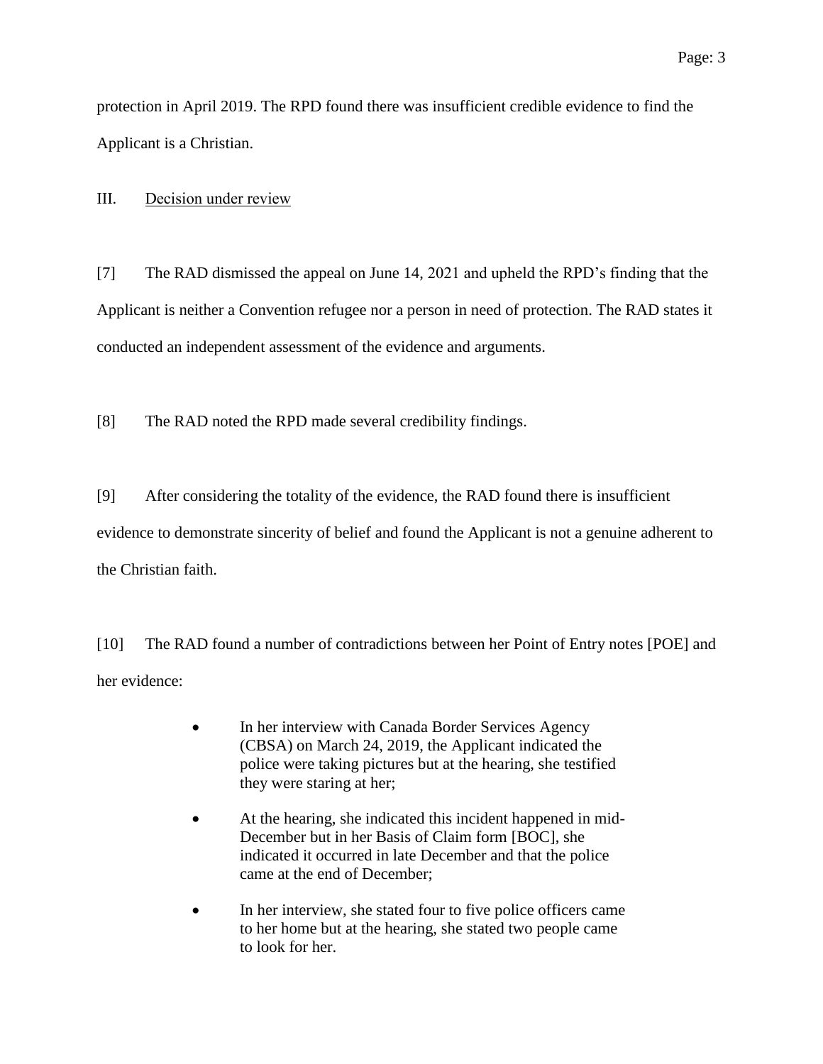protection in April 2019. The RPD found there was insufficient credible evidence to find the Applicant is a Christian.

## III. Decision under review

[7] The RAD dismissed the appeal on June 14, 2021 and upheld the RPD's finding that the Applicant is neither a Convention refugee nor a person in need of protection. The RAD states it conducted an independent assessment of the evidence and arguments.

[8] The RAD noted the RPD made several credibility findings.

[9] After considering the totality of the evidence, the RAD found there is insufficient evidence to demonstrate sincerity of belief and found the Applicant is not a genuine adherent to the Christian faith.

[10] The RAD found a number of contradictions between her Point of Entry notes [POE] and her evidence:

- In her interview with Canada Border Services Agency (CBSA) on March 24, 2019, the Applicant indicated the police were taking pictures but at the hearing, she testified they were staring at her;
- At the hearing, she indicated this incident happened in mid-December but in her Basis of Claim form [BOC], she indicated it occurred in late December and that the police came at the end of December;
- In her interview, she stated four to five police officers came to her home but at the hearing, she stated two people came to look for her.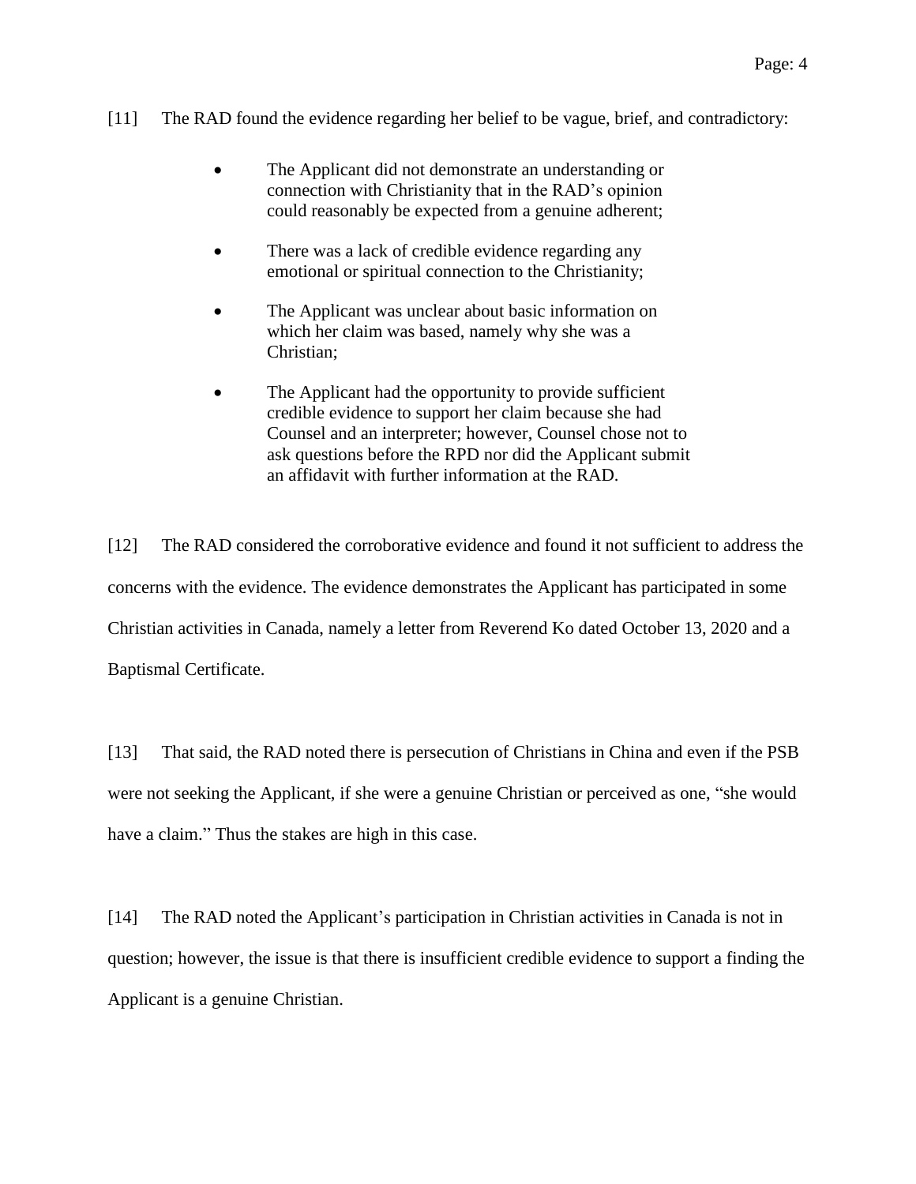[11] The RAD found the evidence regarding her belief to be vague, brief, and contradictory:

- The Applicant did not demonstrate an understanding or connection with Christianity that in the RAD's opinion could reasonably be expected from a genuine adherent;
- There was a lack of credible evidence regarding any emotional or spiritual connection to the Christianity;
- The Applicant was unclear about basic information on which her claim was based, namely why she was a Christian;
- The Applicant had the opportunity to provide sufficient credible evidence to support her claim because she had Counsel and an interpreter; however, Counsel chose not to ask questions before the RPD nor did the Applicant submit an affidavit with further information at the RAD.

[12] The RAD considered the corroborative evidence and found it not sufficient to address the concerns with the evidence. The evidence demonstrates the Applicant has participated in some Christian activities in Canada, namely a letter from Reverend Ko dated October 13, 2020 and a Baptismal Certificate.

[13] That said, the RAD noted there is persecution of Christians in China and even if the PSB were not seeking the Applicant, if she were a genuine Christian or perceived as one, "she would have a claim." Thus the stakes are high in this case.

[14] The RAD noted the Applicant's participation in Christian activities in Canada is not in question; however, the issue is that there is insufficient credible evidence to support a finding the Applicant is a genuine Christian.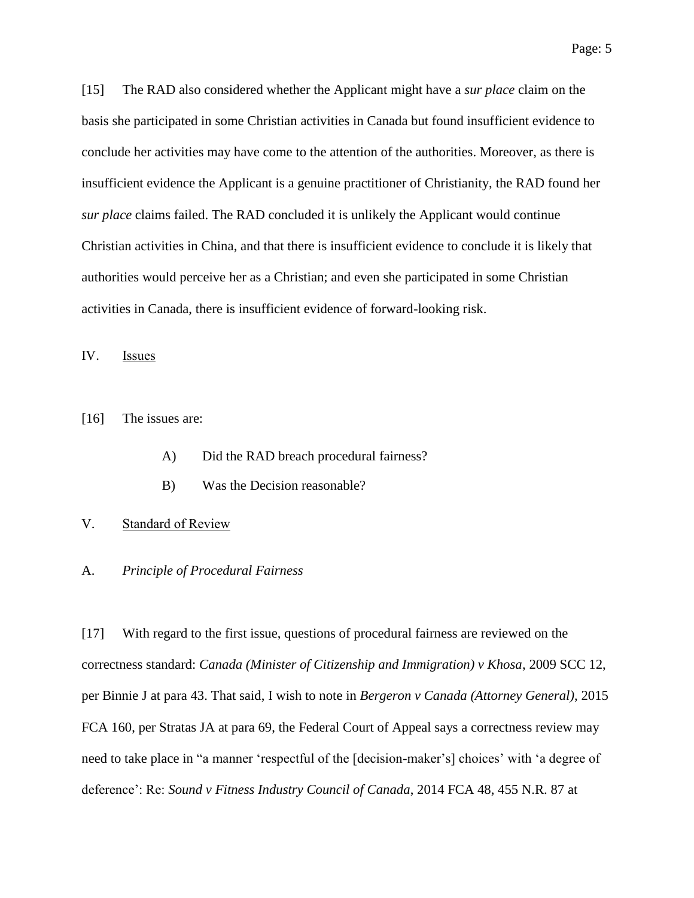[15] The RAD also considered whether the Applicant might have a *sur place* claim on the basis she participated in some Christian activities in Canada but found insufficient evidence to conclude her activities may have come to the attention of the authorities. Moreover, as there is insufficient evidence the Applicant is a genuine practitioner of Christianity, the RAD found her *sur place* claims failed. The RAD concluded it is unlikely the Applicant would continue Christian activities in China, and that there is insufficient evidence to conclude it is likely that authorities would perceive her as a Christian; and even she participated in some Christian activities in Canada, there is insufficient evidence of forward-looking risk.

## IV. Issues

[16] The issues are:

> A) Did the RAD breach procedural fairness?
>
> B) Was the Decision reasonable?

## V. Standard of Review

### A. *Principle of Procedural Fairness*

[17] With regard to the first issue, questions of procedural fairness are reviewed on the correctness standard: *Canada (Minister of Citizenship and Immigration) v Khosa*, 2009 SCC 12, per Binnie J at para 43. That said, I wish to note in *Bergeron v Canada (Attorney General)*, 2015 FCA 160, per Stratas JA at para 69, the Federal Court of Appeal says a correctness review may need to take place in "a manner 'respectful of the [decision-maker's] choices' with 'a degree of deference': Re: *Sound v Fitness Industry Council of Canada*, 2014 FCA 48, 455 N.R. 87 at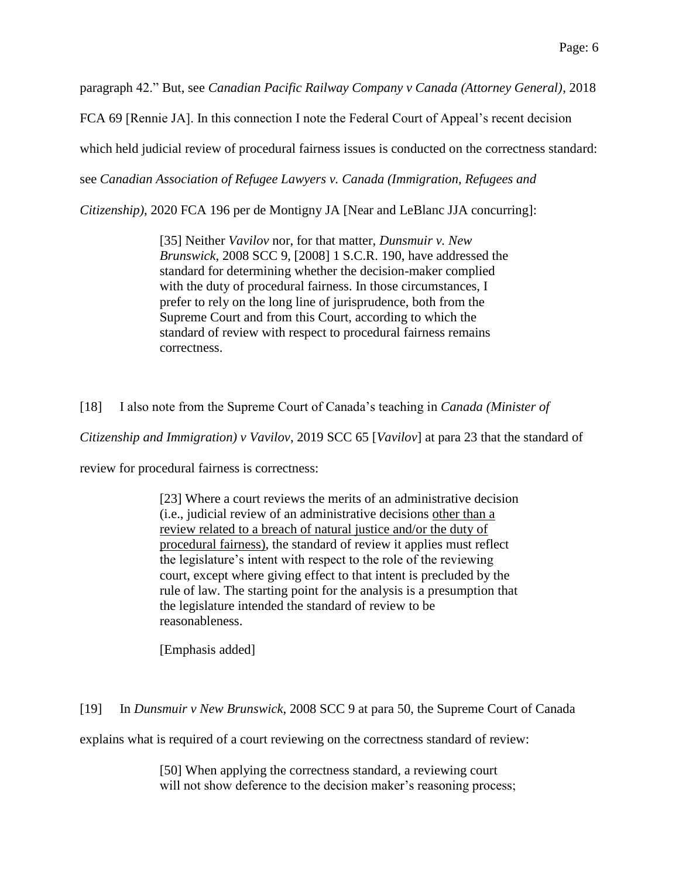paragraph 42." But, see *Canadian Pacific Railway Company v Canada (Attorney General)*, 2018 FCA 69 [Rennie JA]. In this connection I note the Federal Court of Appeal's recent decision which held judicial review of procedural fairness issues is conducted on the correctness standard: see *Canadian Association of Refugee Lawyers v. Canada (Immigration, Refugees and Citizenship)*, 2020 FCA 196 per de Montigny JA [Near and LeBlanc JJA concurring]:

> [35] Neither *Vavilov* nor, for that matter, *Dunsmuir v. New Brunswick*, 2008 SCC 9, [2008] 1 S.C.R. 190, have addressed the standard for determining whether the decision-maker complied with the duty of procedural fairness. In those circumstances, I prefer to rely on the long line of jurisprudence, both from the Supreme Court and from this Court, according to which the standard of review with respect to procedural fairness remains correctness.

[18] I also note from the Supreme Court of Canada's teaching in *Canada (Minister of Citizenship and Immigration) v Vavilov*, 2019 SCC 65 [*Vavilov*] at para 23 that the standard of review for procedural fairness is correctness:

> [23] Where a court reviews the merits of an administrative decision (i.e., judicial review of an administrative decisions <u>other than a review related to a breach of natural justice and/or the duty of procedural fairness)</u>, the standard of review it applies must reflect the legislature's intent with respect to the role of the reviewing court, except where giving effect to that intent is precluded by the rule of law. The starting point for the analysis is a presumption that the legislature intended the standard of review to be reasonableness.
>
> [Emphasis added]

[19] In *Dunsmuir v New Brunswick*, 2008 SCC 9 at para 50, the Supreme Court of Canada explains what is required of a court reviewing on the correctness standard of review:

> [50] When applying the correctness standard, a reviewing court will not show deference to the decision maker's reasoning process;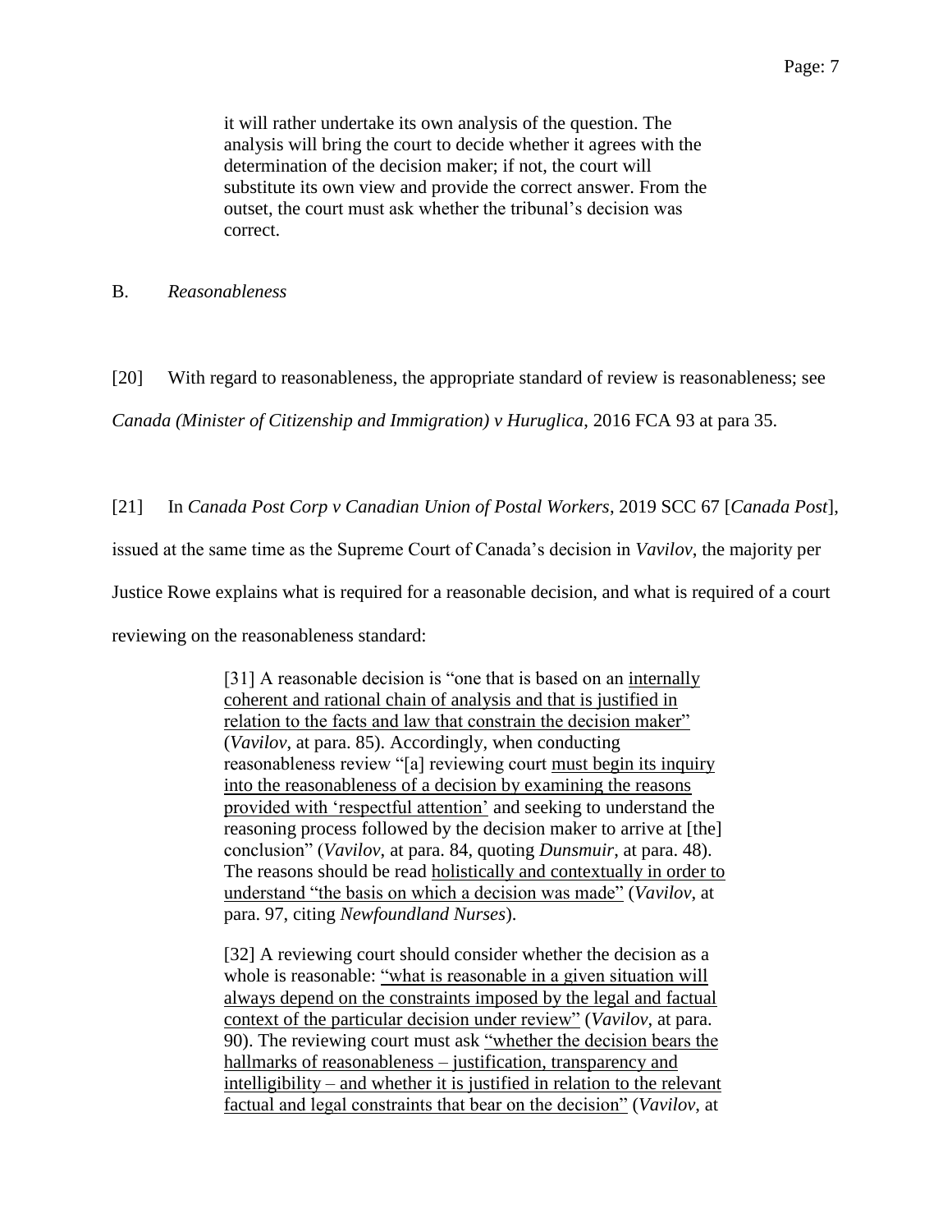> it will rather undertake its own analysis of the question. The analysis will bring the court to decide whether it agrees with the determination of the decision maker; if not, the court will substitute its own view and provide the correct answer. From the outset, the court must ask whether the tribunal's decision was correct.

B. *Reasonableness*

[20] With regard to reasonableness, the appropriate standard of review is reasonableness; see *Canada (Minister of Citizenship and Immigration) v Huruglica*, 2016 FCA 93 at para 35.

[21] In *Canada Post Corp v Canadian Union of Postal Workers*, 2019 SCC 67 [*Canada Post*], issued at the same time as the Supreme Court of Canada's decision in *Vavilov*, the majority per Justice Rowe explains what is required for a reasonable decision, and what is required of a court reviewing on the reasonableness standard:

> [31] A reasonable decision is "one that is based on an <u>internally coherent and rational chain of analysis and that is justified in relation to the facts and law that constrain the decision maker</u>" (*Vavilov*, at para. 85). Accordingly, when conducting reasonableness review "[a] reviewing court <u>must begin its inquiry into the reasonableness of a decision by examining the reasons provided with 'respectful attention'</u> and seeking to understand the reasoning process followed by the decision maker to arrive at [the] conclusion" (*Vavilov*, at para. 84, quoting *Dunsmuir*, at para. 48). The reasons should be read <u>holistically and contextually in order to understand "the basis on which a decision was made"</u> (*Vavilov*, at para. 97, citing *Newfoundland Nurses*).
>
> [32] A reviewing court should consider whether the decision as a whole is reasonable: <u>"what is reasonable in a given situation will always depend on the constraints imposed by the legal and factual context of the particular decision under review"</u> (*Vavilov*, at para. 90). The reviewing court must ask <u>"whether the decision bears the hallmarks of reasonableness – justification, transparency and intelligibility – and whether it is justified in relation to the relevant factual and legal constraints that bear on the decision"</u> (*Vavilov*, at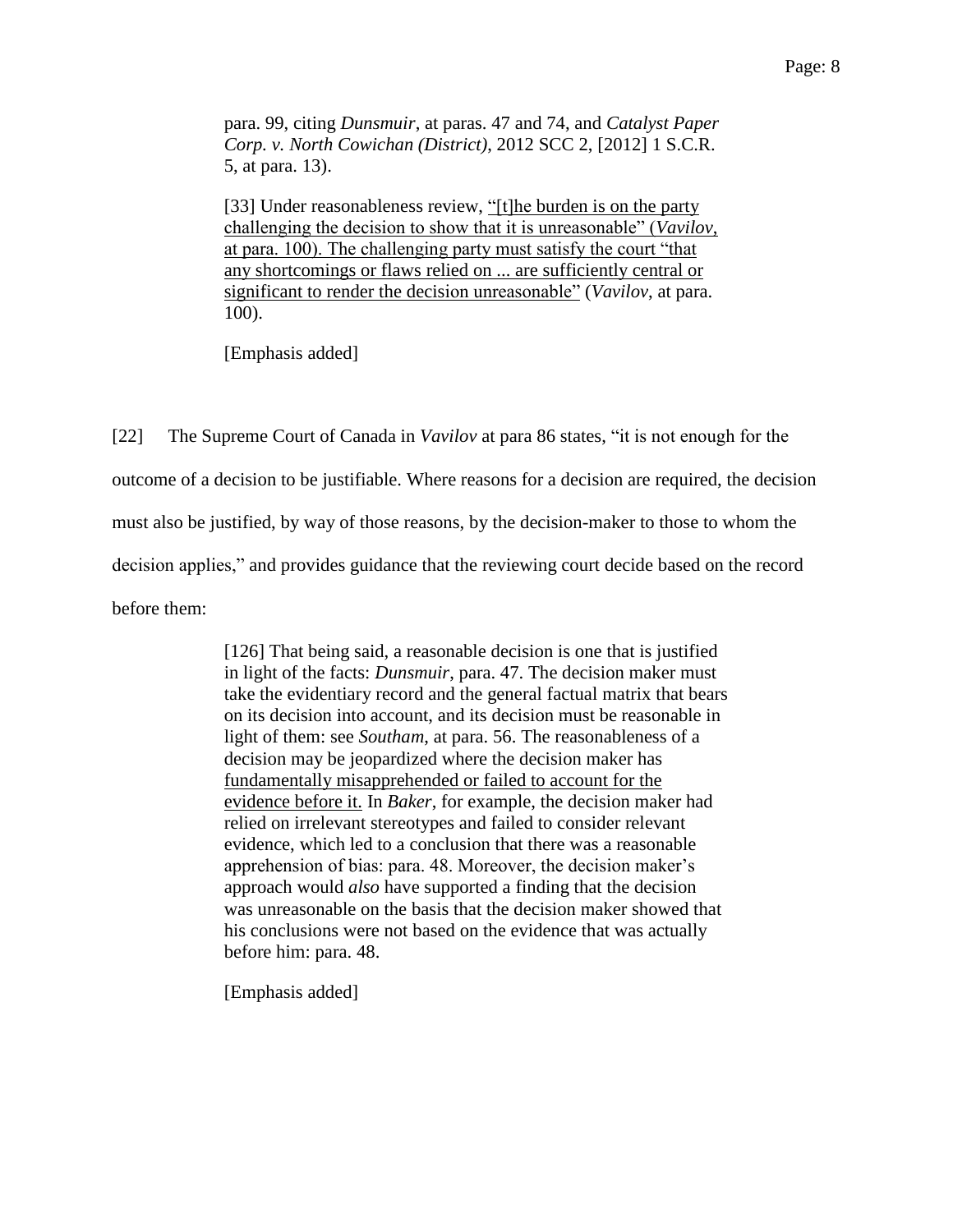para. 99, citing *Dunsmuir*, at paras. 47 and 74, and *Catalyst Paper Corp. v. North Cowichan (District)*, 2012 SCC 2, [2012] 1 S.C.R. 5, at para. 13).

> [33] Under reasonableness review, "[t]he burden is on the party challenging the decision to show that it is unreasonable" (*Vavilov*, at para. 100). The challenging party must satisfy the court "that any shortcomings or flaws relied on ... are sufficiently central or significant to render the decision unreasonable" (*Vavilov*, at para. 100).
>
> [Emphasis added]

[22] The Supreme Court of Canada in *Vavilov* at para 86 states, "it is not enough for the outcome of a decision to be justifiable. Where reasons for a decision are required, the decision must also be justified, by way of those reasons, by the decision-maker to those to whom the decision applies," and provides guidance that the reviewing court decide based on the record before them:

> [126] That being said, a reasonable decision is one that is justified in light of the facts: *Dunsmuir*, para. 47. The decision maker must take the evidentiary record and the general factual matrix that bears on its decision into account, and its decision must be reasonable in light of them: see *Southam*, at para. 56. The reasonableness of a decision may be jeopardized where the decision maker has fundamentally misapprehended or failed to account for the evidence before it. In *Baker*, for example, the decision maker had relied on irrelevant stereotypes and failed to consider relevant evidence, which led to a conclusion that there was a reasonable apprehension of bias: para. 48. Moreover, the decision maker's approach would *also* have supported a finding that the decision was unreasonable on the basis that the decision maker showed that his conclusions were not based on the evidence that was actually before him: para. 48.
>
> [Emphasis added]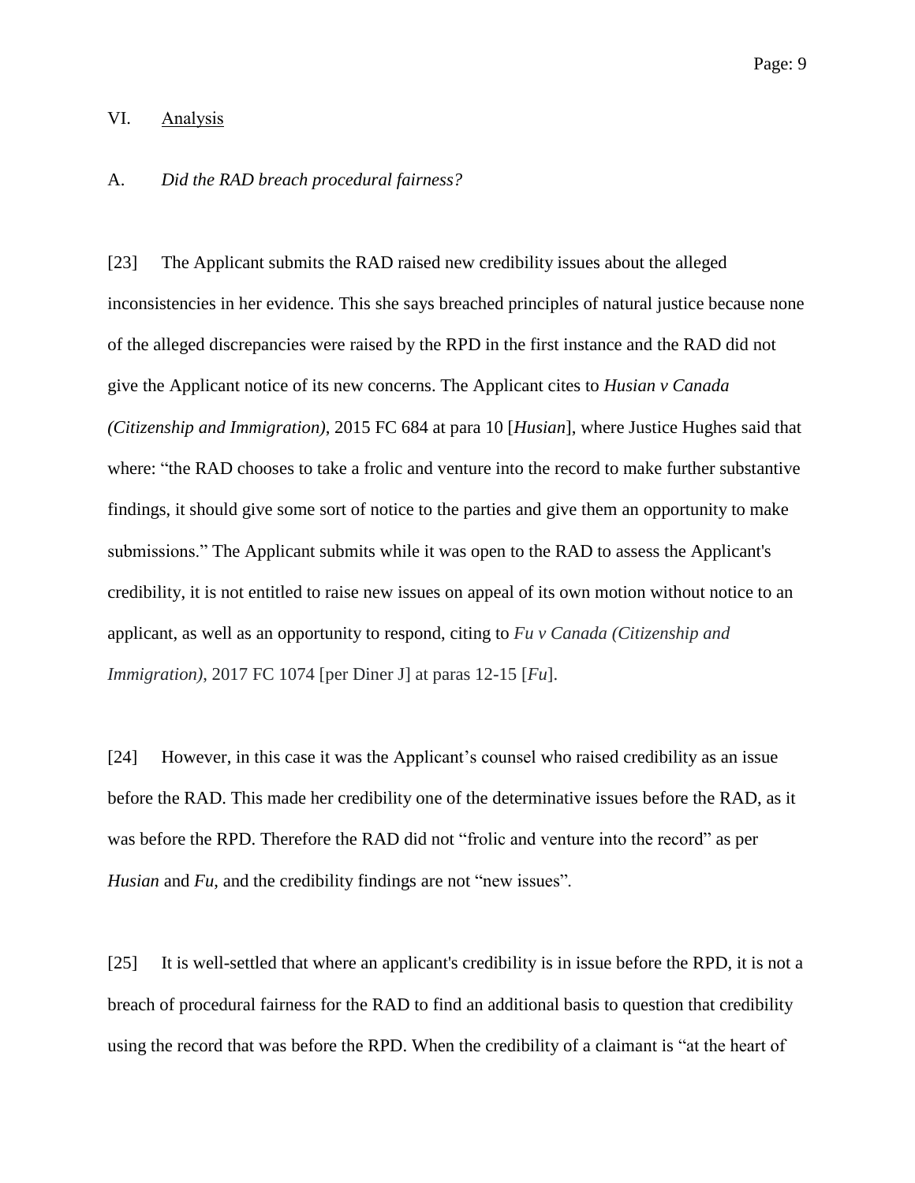## VI. Analysis

### A. *Did the RAD breach procedural fairness?*

[23] The Applicant submits the RAD raised new credibility issues about the alleged inconsistencies in her evidence. This she says breached principles of natural justice because none of the alleged discrepancies were raised by the RPD in the first instance and the RAD did not give the Applicant notice of its new concerns. The Applicant cites to *Husian v Canada (Citizenship and Immigration)*, 2015 FC 684 at para 10 [*Husian*], where Justice Hughes said that where: "the RAD chooses to take a frolic and venture into the record to make further substantive findings, it should give some sort of notice to the parties and give them an opportunity to make submissions." The Applicant submits while it was open to the RAD to assess the Applicant's credibility, it is not entitled to raise new issues on appeal of its own motion without notice to an applicant, as well as an opportunity to respond, citing to *Fu v Canada (Citizenship and Immigration)*, 2017 FC 1074 [per Diner J] at paras 12-15 [*Fu*].

[24] However, in this case it was the Applicant's counsel who raised credibility as an issue before the RAD. This made her credibility one of the determinative issues before the RAD, as it was before the RPD. Therefore the RAD did not "frolic and venture into the record" as per *Husian* and *Fu*, and the credibility findings are not "new issues".

[25] It is well-settled that where an applicant's credibility is in issue before the RPD, it is not a breach of procedural fairness for the RAD to find an additional basis to question that credibility using the record that was before the RPD. When the credibility of a claimant is "at the heart of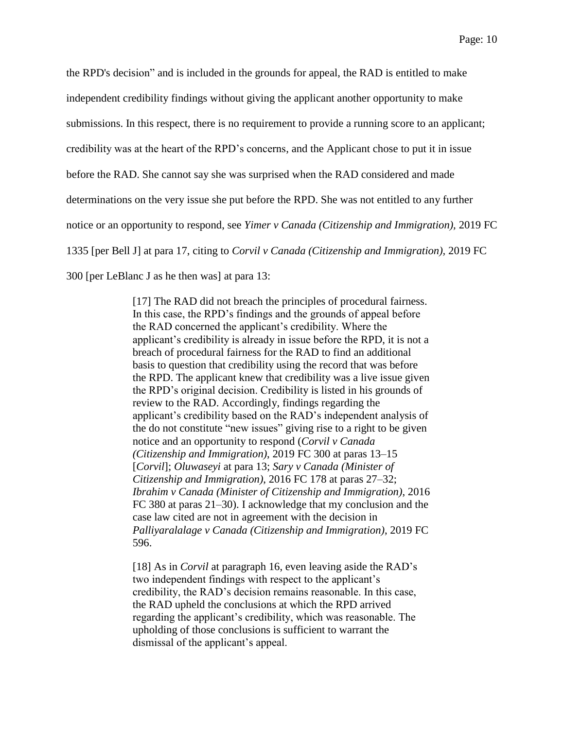the RPD's decision" and is included in the grounds for appeal, the RAD is entitled to make independent credibility findings without giving the applicant another opportunity to make submissions. In this respect, there is no requirement to provide a running score to an applicant; credibility was at the heart of the RPD's concerns, and the Applicant chose to put it in issue before the RAD. She cannot say she was surprised when the RAD considered and made determinations on the very issue she put before the RPD. She was not entitled to any further notice or an opportunity to respond, see *Yimer v Canada (Citizenship and Immigration),* 2019 FC 1335 [per Bell J] at para 17, citing to *Corvil v Canada (Citizenship and Immigration),* 2019 FC 300 [per LeBlanc J as he then was] at para 13:

> [17] The RAD did not breach the principles of procedural fairness. In this case, the RPD's findings and the grounds of appeal before the RAD concerned the applicant's credibility. Where the applicant's credibility is already in issue before the RPD, it is not a breach of procedural fairness for the RAD to find an additional basis to question that credibility using the record that was before the RPD. The applicant knew that credibility was a live issue given the RPD's original decision. Credibility is listed in his grounds of review to the RAD. Accordingly, findings regarding the applicant's credibility based on the RAD's independent analysis of the do not constitute "new issues" giving rise to a right to be given notice and an opportunity to respond (*Corvil v Canada (Citizenship and Immigration)*, 2019 FC 300 at paras 13–15 [*Corvil*]; *Oluwaseyi* at para 13; *Sary v Canada (Minister of Citizenship and Immigration)*, 2016 FC 178 at paras 27–32; *Ibrahim v Canada (Minister of Citizenship and Immigration)*, 2016 FC 380 at paras 21–30). I acknowledge that my conclusion and the case law cited are not in agreement with the decision in *Palliyaralalage v Canada (Citizenship and Immigration)*, 2019 FC 596.
>
> [18] As in *Corvil* at paragraph 16, even leaving aside the RAD's two independent findings with respect to the applicant's credibility, the RAD's decision remains reasonable. In this case, the RAD upheld the conclusions at which the RPD arrived regarding the applicant's credibility, which was reasonable. The upholding of those conclusions is sufficient to warrant the dismissal of the applicant's appeal.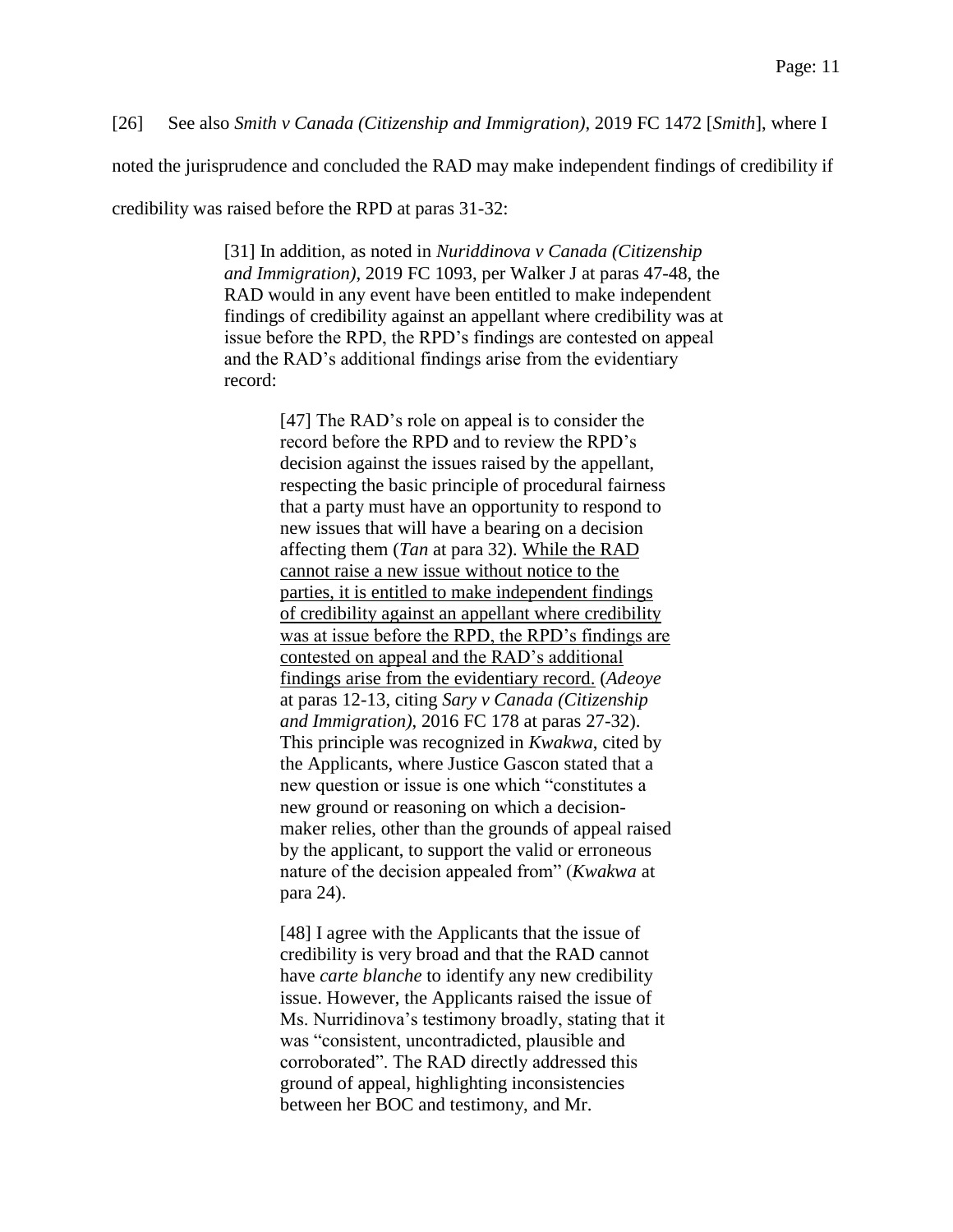[26] See also *Smith v Canada (Citizenship and Immigration)*, 2019 FC 1472 [*Smith*], where I noted the jurisprudence and concluded the RAD may make independent findings of credibility if credibility was raised before the RPD at paras 31-32:

> [31] In addition, as noted in *Nuriddinova v Canada (Citizenship and Immigration)*, 2019 FC 1093, per Walker J at paras 47-48, the RAD would in any event have been entitled to make independent findings of credibility against an appellant where credibility was at issue before the RPD, the RPD's findings are contested on appeal and the RAD's additional findings arise from the evidentiary record:
>
> > [47] The RAD's role on appeal is to consider the record before the RPD and to review the RPD's decision against the issues raised by the appellant, respecting the basic principle of procedural fairness that a party must have an opportunity to respond to new issues that will have a bearing on a decision affecting them (*Tan* at para 32). <u>While the RAD cannot raise a new issue without notice to the parties, it is entitled to make independent findings of credibility against an appellant where credibility was at issue before the RPD, the RPD's findings are contested on appeal and the RAD's additional findings arise from the evidentiary record.</u> (*Adeoye* at paras 12-13, citing *Sary v Canada (Citizenship and Immigration)*, 2016 FC 178 at paras 27-32). This principle was recognized in *Kwakwa*, cited by the Applicants, where Justice Gascon stated that a new question or issue is one which "constitutes a new ground or reasoning on which a decision-maker relies, other than the grounds of appeal raised by the applicant, to support the valid or erroneous nature of the decision appealed from" (*Kwakwa* at para 24).
> >
> > [48] I agree with the Applicants that the issue of credibility is very broad and that the RAD cannot have *carte blanche* to identify any new credibility issue. However, the Applicants raised the issue of Ms. Nurridinova's testimony broadly, stating that it was "consistent, uncontradicted, plausible and corroborated". The RAD directly addressed this ground of appeal, highlighting inconsistencies between her BOC and testimony, and Mr.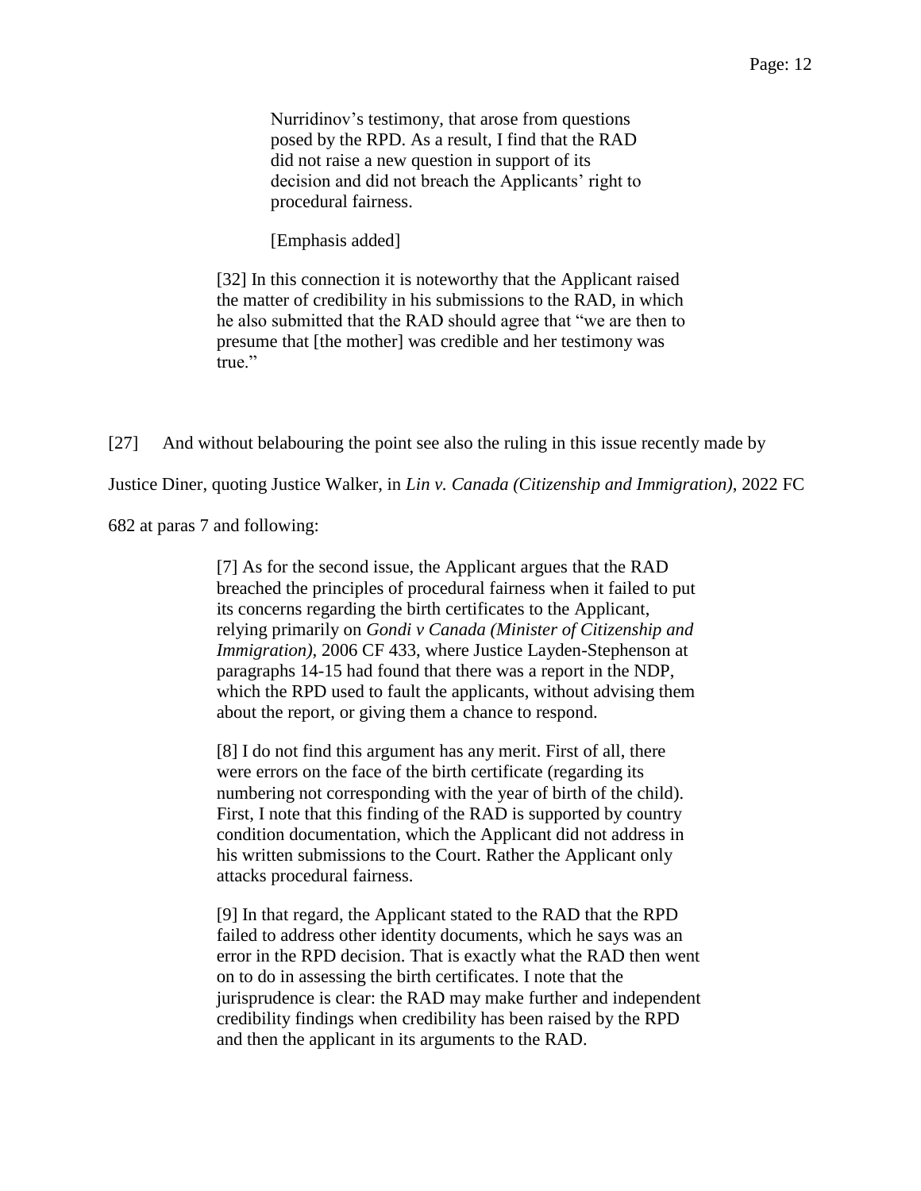> Nurridinov's testimony, that arose from questions posed by the RPD. As a result, I find that the RAD did not raise a new question in support of its decision and did not breach the Applicants' right to procedural fairness.
>
> [Emphasis added]
>
> [32] In this connection it is noteworthy that the Applicant raised the matter of credibility in his submissions to the RAD, in which he also submitted that the RAD should agree that "we are then to presume that [the mother] was credible and her testimony was true."

[27] And without belabouring the point see also the ruling in this issue recently made by Justice Diner, quoting Justice Walker, in *Lin v. Canada (Citizenship and Immigration)*, 2022 FC 682 at paras 7 and following:

> [7] As for the second issue, the Applicant argues that the RAD breached the principles of procedural fairness when it failed to put its concerns regarding the birth certificates to the Applicant, relying primarily on *Gondi v Canada (Minister of Citizenship and Immigration)*, 2006 CF 433, where Justice Layden-Stephenson at paragraphs 14-15 had found that there was a report in the NDP, which the RPD used to fault the applicants, without advising them about the report, or giving them a chance to respond.
>
> [8] I do not find this argument has any merit. First of all, there were errors on the face of the birth certificate (regarding its numbering not corresponding with the year of birth of the child). First, I note that this finding of the RAD is supported by country condition documentation, which the Applicant did not address in his written submissions to the Court. Rather the Applicant only attacks procedural fairness.
>
> [9] In that regard, the Applicant stated to the RAD that the RPD failed to address other identity documents, which he says was an error in the RPD decision. That is exactly what the RAD then went on to do in assessing the birth certificates. I note that the jurisprudence is clear: the RAD may make further and independent credibility findings when credibility has been raised by the RPD and then the applicant in its arguments to the RAD.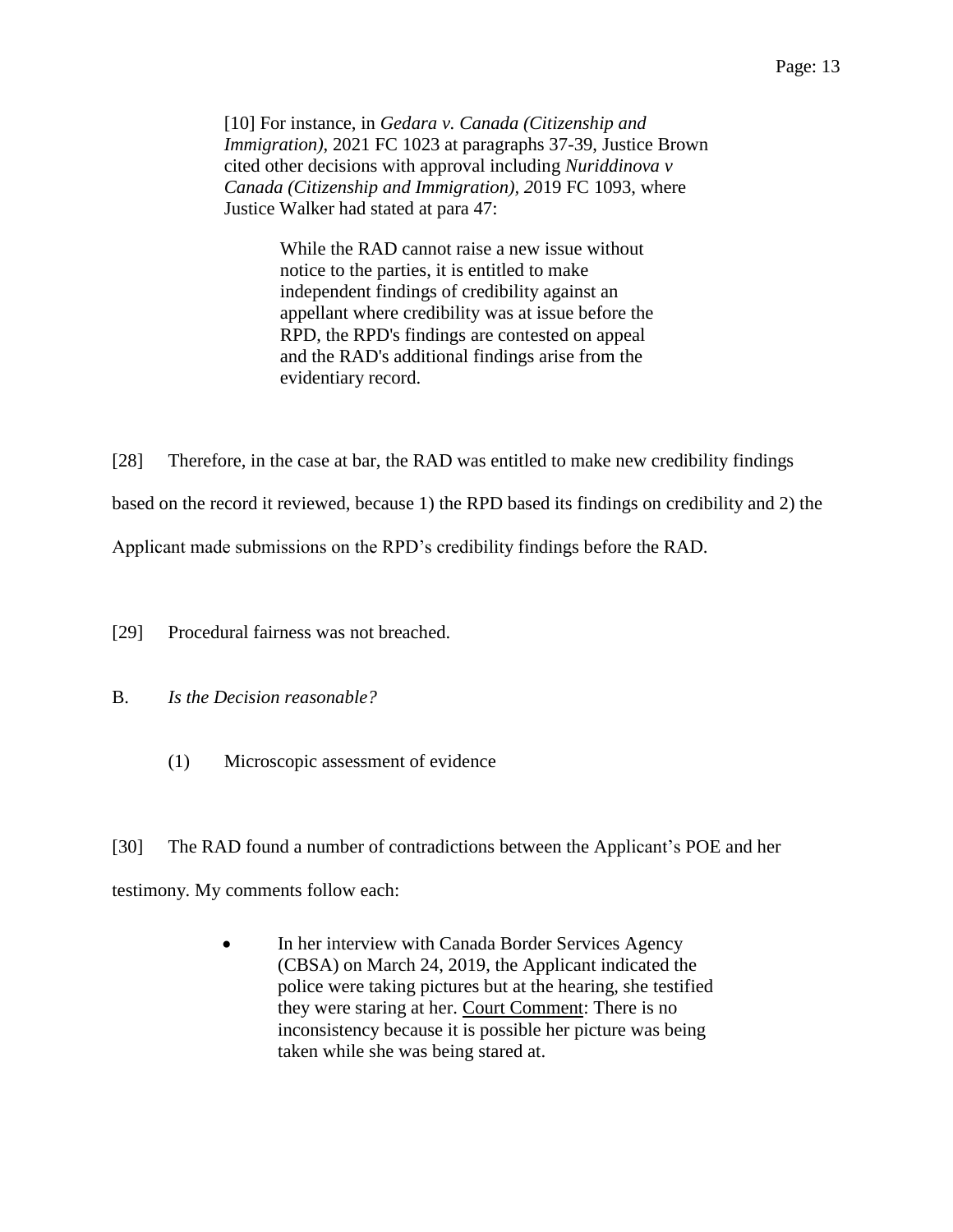> [10] For instance, in *Gedara v. Canada (Citizenship and Immigration)*, 2021 FC 1023 at paragraphs 37-39, Justice Brown cited other decisions with approval including *Nuriddinova v Canada (Citizenship and Immigration), 2*019 FC 1093, where Justice Walker had stated at para 47:
>
> > While the RAD cannot raise a new issue without notice to the parties, it is entitled to make independent findings of credibility against an appellant where credibility was at issue before the RPD, the RPD's findings are contested on appeal and the RAD's additional findings arise from the evidentiary record.

[28] Therefore, in the case at bar, the RAD was entitled to make new credibility findings based on the record it reviewed, because 1) the RPD based its findings on credibility and 2) the Applicant made submissions on the RPD's credibility findings before the RAD.

[29] Procedural fairness was not breached.

B. *Is the Decision reasonable?*

(1) Microscopic assessment of evidence

[30] The RAD found a number of contradictions between the Applicant's POE and her testimony. My comments follow each:

- In her interview with Canada Border Services Agency (CBSA) on March 24, 2019, the Applicant indicated the police were taking pictures but at the hearing, she testified they were staring at her. Court Comment: There is no inconsistency because it is possible her picture was being taken while she was being stared at.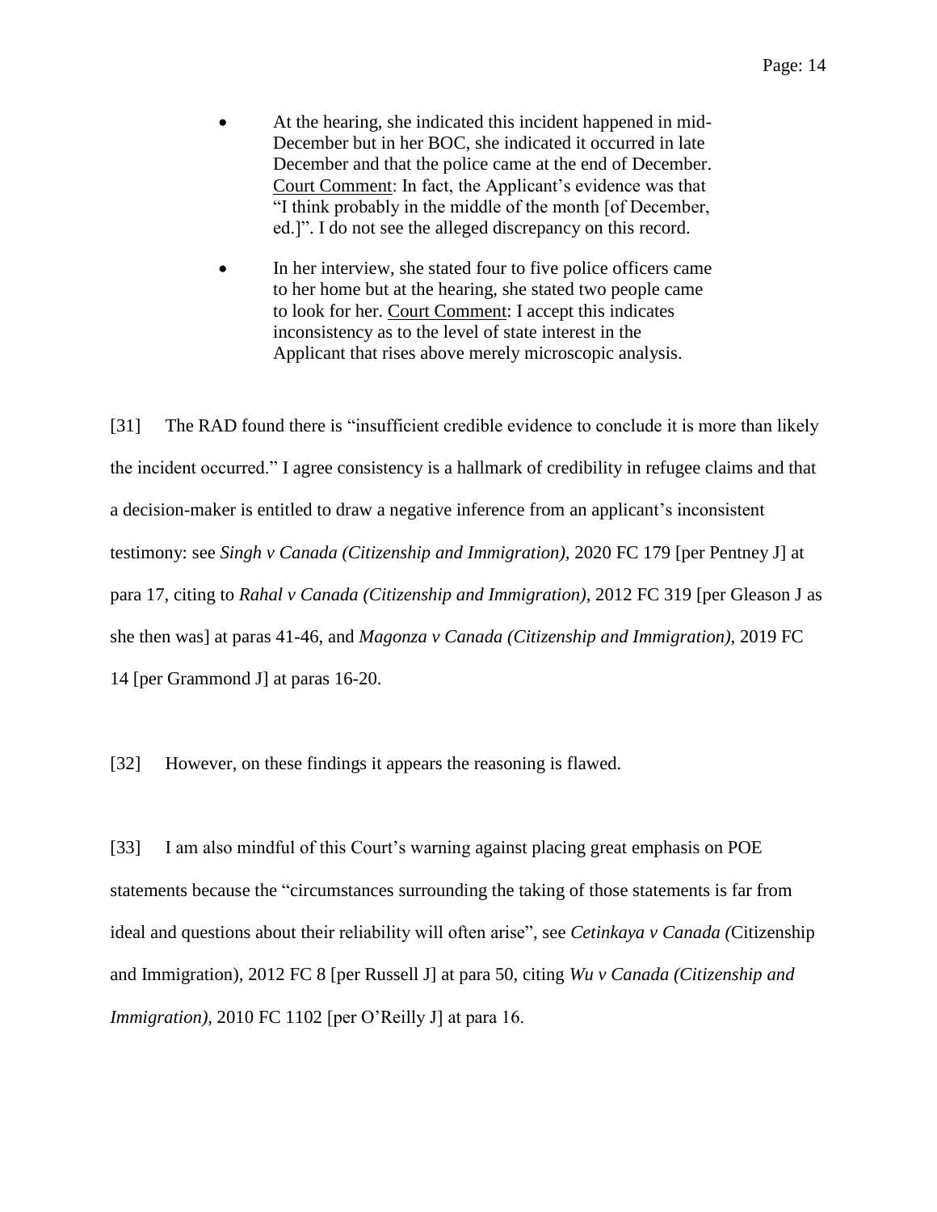- At the hearing, she indicated this incident happened in mid-December but in her BOC, she indicated it occurred in late December and that the police came at the end of December. Court Comment: In fact, the Applicant's evidence was that "I think probably in the middle of the month [of December, ed.]". I do not see the alleged discrepancy on this record.

- In her interview, she stated four to five police officers came to her home but at the hearing, she stated two people came to look for her. Court Comment: I accept this indicates inconsistency as to the level of state interest in the Applicant that rises above merely microscopic analysis.

[31] The RAD found there is "insufficient credible evidence to conclude it is more than likely the incident occurred." I agree consistency is a hallmark of credibility in refugee claims and that a decision-maker is entitled to draw a negative inference from an applicant's inconsistent testimony: see *Singh v Canada (Citizenship and Immigration)*, 2020 FC 179 [per Pentney J] at para 17, citing to *Rahal v Canada (Citizenship and Immigration)*, 2012 FC 319 [per Gleason J as she then was] at paras 41-46, and *Magonza v Canada (Citizenship and Immigration)*, 2019 FC 14 [per Grammond J] at paras 16-20.

[32] However, on these findings it appears the reasoning is flawed.

[33] I am also mindful of this Court's warning against placing great emphasis on POE statements because the "circumstances surrounding the taking of those statements is far from ideal and questions about their reliability will often arise", see *Cetinkaya v Canada (*Citizenship and Immigration), 2012 FC 8 [per Russell J] at para 50, citing *Wu v Canada (Citizenship and Immigration)*, 2010 FC 1102 [per O'Reilly J] at para 16.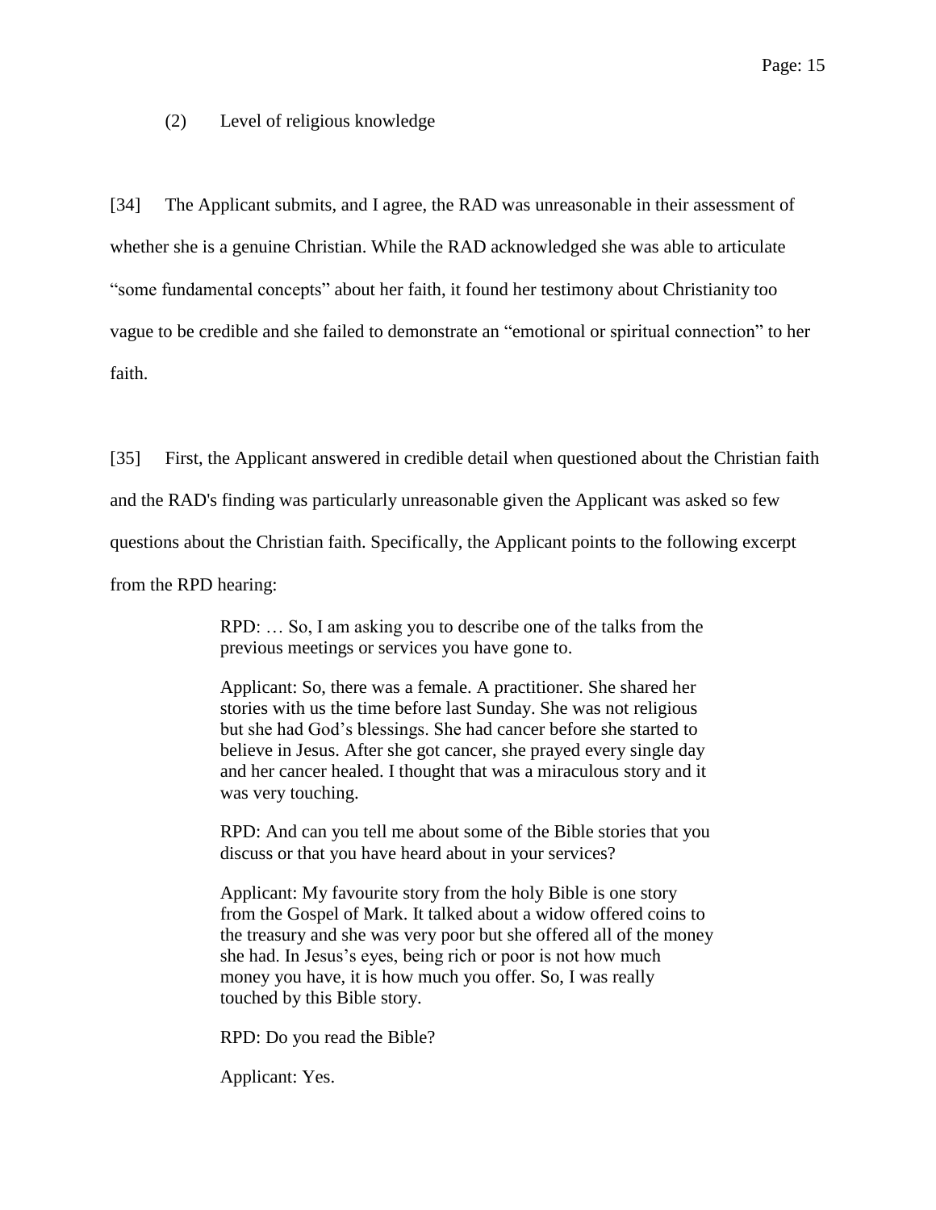(2) Level of religious knowledge

[34] The Applicant submits, and I agree, the RAD was unreasonable in their assessment of whether she is a genuine Christian. While the RAD acknowledged she was able to articulate "some fundamental concepts" about her faith, it found her testimony about Christianity too vague to be credible and she failed to demonstrate an "emotional or spiritual connection" to her faith.

[35] First, the Applicant answered in credible detail when questioned about the Christian faith and the RAD's finding was particularly unreasonable given the Applicant was asked so few questions about the Christian faith. Specifically, the Applicant points to the following excerpt from the RPD hearing:

> RPD: … So, I am asking you to describe one of the talks from the previous meetings or services you have gone to.
>
> Applicant: So, there was a female. A practitioner. She shared her stories with us the time before last Sunday. She was not religious but she had God's blessings. She had cancer before she started to believe in Jesus. After she got cancer, she prayed every single day and her cancer healed. I thought that was a miraculous story and it was very touching.
>
> RPD: And can you tell me about some of the Bible stories that you discuss or that you have heard about in your services?
>
> Applicant: My favourite story from the holy Bible is one story from the Gospel of Mark. It talked about a widow offered coins to the treasury and she was very poor but she offered all of the money she had. In Jesus's eyes, being rich or poor is not how much money you have, it is how much you offer. So, I was really touched by this Bible story.
>
> RPD: Do you read the Bible?
>
> Applicant: Yes.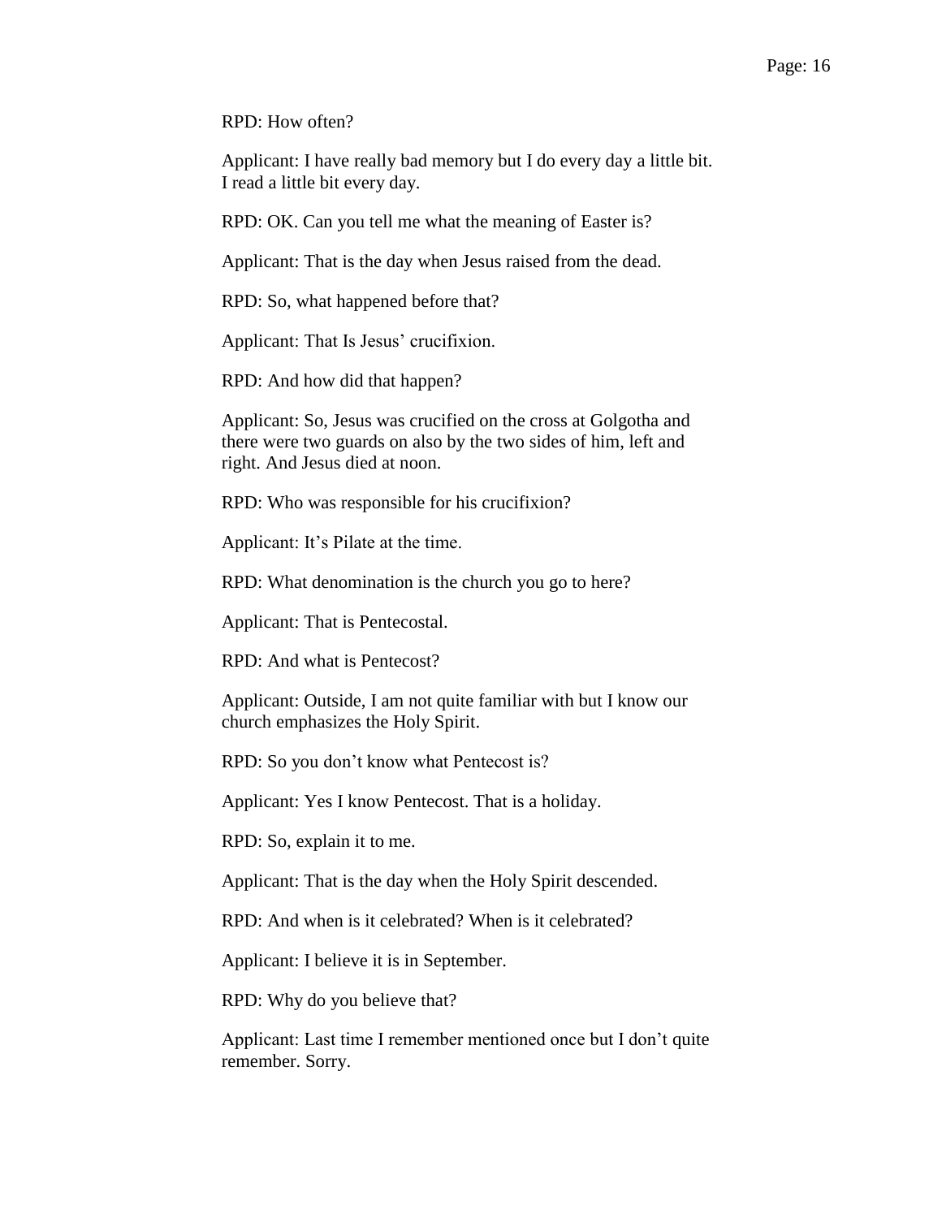RPD: How often?

Applicant: I have really bad memory but I do every day a little bit. I read a little bit every day.

RPD: OK. Can you tell me what the meaning of Easter is?

Applicant: That is the day when Jesus raised from the dead.

RPD: So, what happened before that?

Applicant: That Is Jesus' crucifixion.

RPD: And how did that happen?

Applicant: So, Jesus was crucified on the cross at Golgotha and there were two guards on also by the two sides of him, left and right. And Jesus died at noon.

RPD: Who was responsible for his crucifixion?

Applicant: It's Pilate at the time.

RPD: What denomination is the church you go to here?

Applicant: That is Pentecostal.

RPD: And what is Pentecost?

Applicant: Outside, I am not quite familiar with but I know our church emphasizes the Holy Spirit.

RPD: So you don't know what Pentecost is?

Applicant: Yes I know Pentecost. That is a holiday.

RPD: So, explain it to me.

Applicant: That is the day when the Holy Spirit descended.

RPD: And when is it celebrated? When is it celebrated?

Applicant: I believe it is in September.

RPD: Why do you believe that?

Applicant: Last time I remember mentioned once but I don't quite remember. Sorry.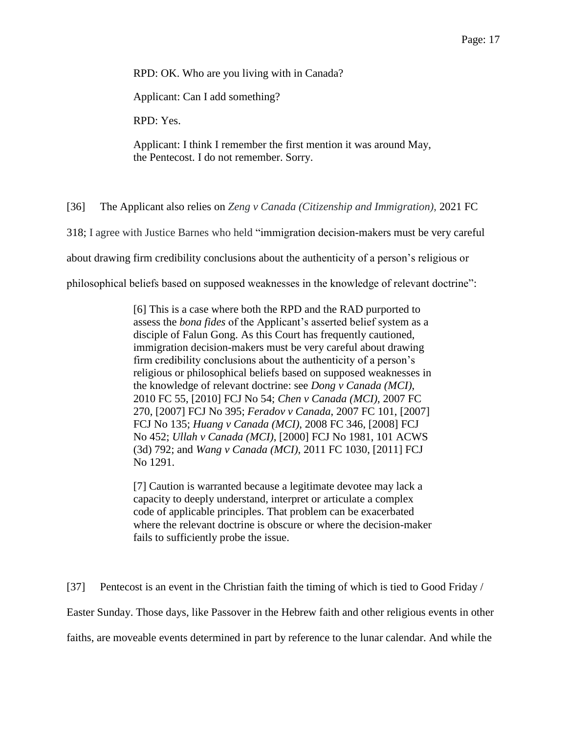> RPD: OK. Who are you living with in Canada?
>
> Applicant: Can I add something?
>
> RPD: Yes.
>
> Applicant: I think I remember the first mention it was around May, the Pentecost. I do not remember. Sorry.

[36] The Applicant also relies on *Zeng v Canada (Citizenship and Immigration)*, 2021 FC 318; I agree with Justice Barnes who held "immigration decision-makers must be very careful about drawing firm credibility conclusions about the authenticity of a person's religious or philosophical beliefs based on supposed weaknesses in the knowledge of relevant doctrine":

> [6] This is a case where both the RPD and the RAD purported to assess the *bona fides* of the Applicant's asserted belief system as a disciple of Falun Gong. As this Court has frequently cautioned, immigration decision-makers must be very careful about drawing firm credibility conclusions about the authenticity of a person's religious or philosophical beliefs based on supposed weaknesses in the knowledge of relevant doctrine: see *Dong v Canada (MCI)*, 2010 FC 55, [2010] FCJ No 54; *Chen v Canada (MCI)*, 2007 FC 270, [2007] FCJ No 395; *Feradov v Canada*, 2007 FC 101, [2007] FCJ No 135; *Huang v Canada (MCI)*, 2008 FC 346, [2008] FCJ No 452; *Ullah v Canada (MCI)*, [2000] FCJ No 1981, 101 ACWS (3d) 792; and *Wang v Canada (MCI)*, 2011 FC 1030, [2011] FCJ No 1291.
>
> [7] Caution is warranted because a legitimate devotee may lack a capacity to deeply understand, interpret or articulate a complex code of applicable principles. That problem can be exacerbated where the relevant doctrine is obscure or where the decision-maker fails to sufficiently probe the issue.

[37] Pentecost is an event in the Christian faith the timing of which is tied to Good Friday / Easter Sunday. Those days, like Passover in the Hebrew faith and other religious events in other faiths, are moveable events determined in part by reference to the lunar calendar. And while the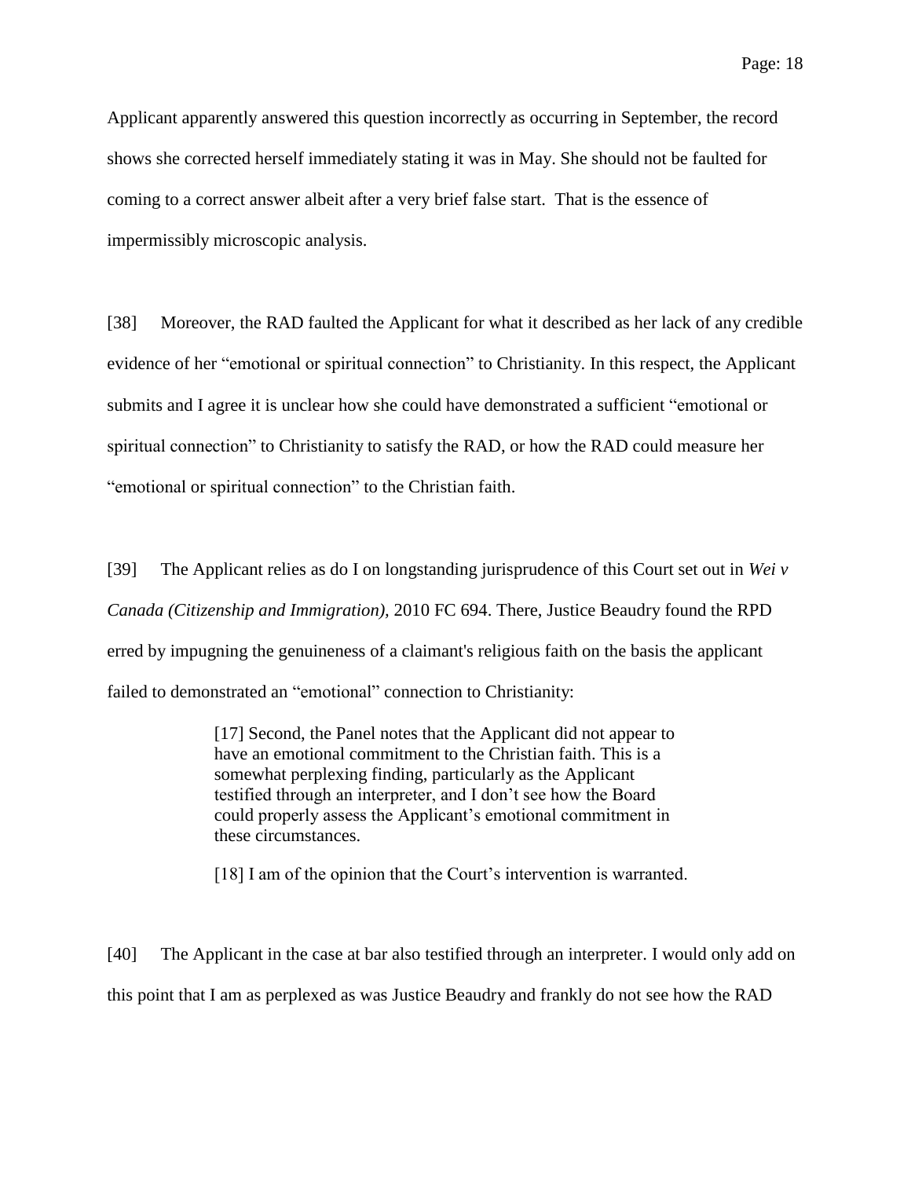Applicant apparently answered this question incorrectly as occurring in September, the record shows she corrected herself immediately stating it was in May. She should not be faulted for coming to a correct answer albeit after a very brief false start. That is the essence of impermissibly microscopic analysis.

[38] Moreover, the RAD faulted the Applicant for what it described as her lack of any credible evidence of her "emotional or spiritual connection" to Christianity. In this respect, the Applicant submits and I agree it is unclear how she could have demonstrated a sufficient "emotional or spiritual connection" to Christianity to satisfy the RAD, or how the RAD could measure her "emotional or spiritual connection" to the Christian faith.

[39] The Applicant relies as do I on longstanding jurisprudence of this Court set out in *Wei v Canada (Citizenship and Immigration)*, 2010 FC 694. There, Justice Beaudry found the RPD erred by impugning the genuineness of a claimant's religious faith on the basis the applicant failed to demonstrated an "emotional" connection to Christianity:

> [17] Second, the Panel notes that the Applicant did not appear to have an emotional commitment to the Christian faith. This is a somewhat perplexing finding, particularly as the Applicant testified through an interpreter, and I don't see how the Board could properly assess the Applicant's emotional commitment in these circumstances.
>
> [18] I am of the opinion that the Court's intervention is warranted.

[40] The Applicant in the case at bar also testified through an interpreter. I would only add on this point that I am as perplexed as was Justice Beaudry and frankly do not see how the RAD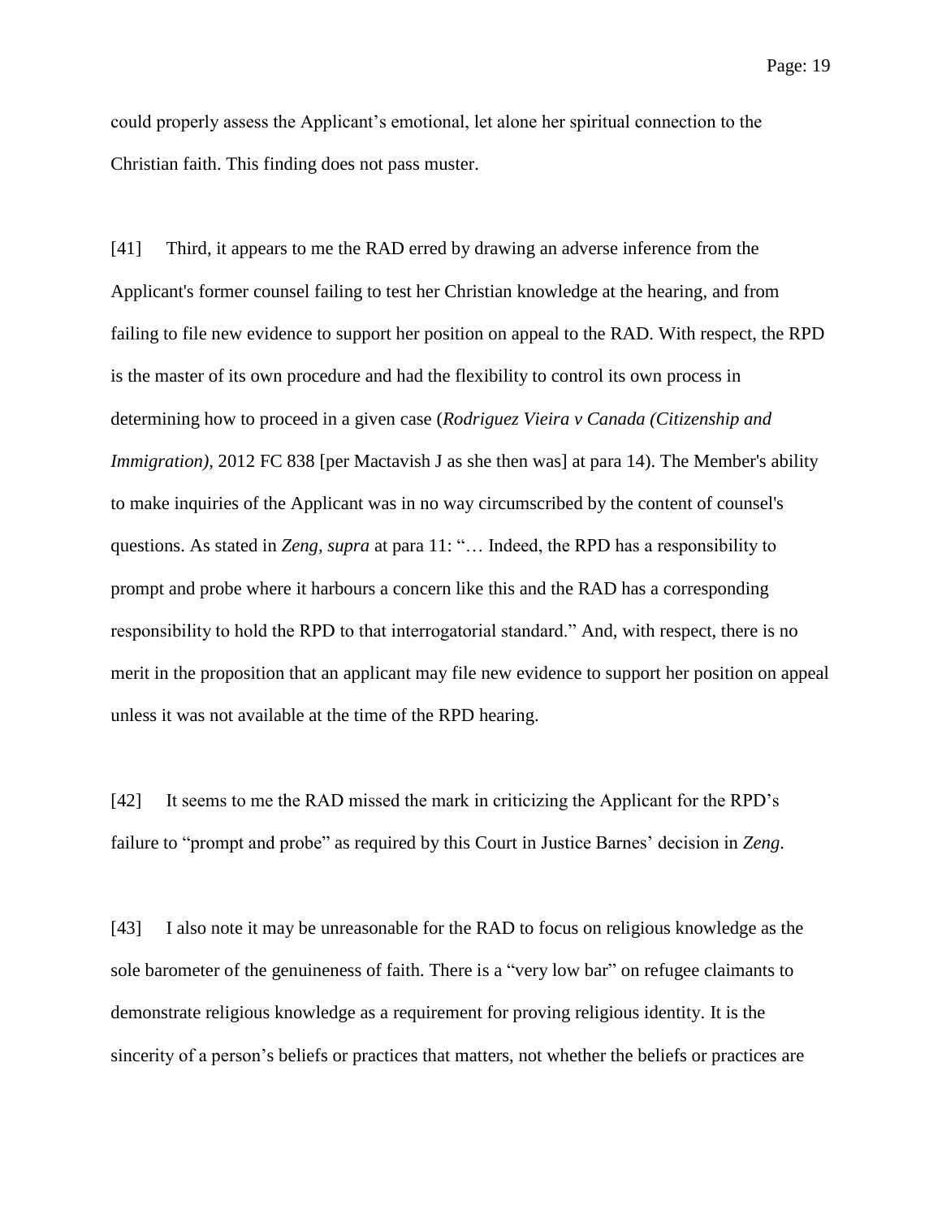could properly assess the Applicant's emotional, let alone her spiritual connection to the Christian faith. This finding does not pass muster.

[41] Third, it appears to me the RAD erred by drawing an adverse inference from the Applicant's former counsel failing to test her Christian knowledge at the hearing, and from failing to file new evidence to support her position on appeal to the RAD. With respect, the RPD is the master of its own procedure and had the flexibility to control its own process in determining how to proceed in a given case (*Rodriguez Vieira v Canada (Citizenship and Immigration)*, 2012 FC 838 [per Mactavish J as she then was] at para 14). The Member's ability to make inquiries of the Applicant was in no way circumscribed by the content of counsel's questions. As stated in *Zeng, supra* at para 11: "… Indeed, the RPD has a responsibility to prompt and probe where it harbours a concern like this and the RAD has a corresponding responsibility to hold the RPD to that interrogatorial standard." And, with respect, there is no merit in the proposition that an applicant may file new evidence to support her position on appeal unless it was not available at the time of the RPD hearing.

[42] It seems to me the RAD missed the mark in criticizing the Applicant for the RPD's failure to "prompt and probe" as required by this Court in Justice Barnes' decision in *Zeng*.

[43] I also note it may be unreasonable for the RAD to focus on religious knowledge as the sole barometer of the genuineness of faith. There is a "very low bar" on refugee claimants to demonstrate religious knowledge as a requirement for proving religious identity. It is the sincerity of a person's beliefs or practices that matters, not whether the beliefs or practices are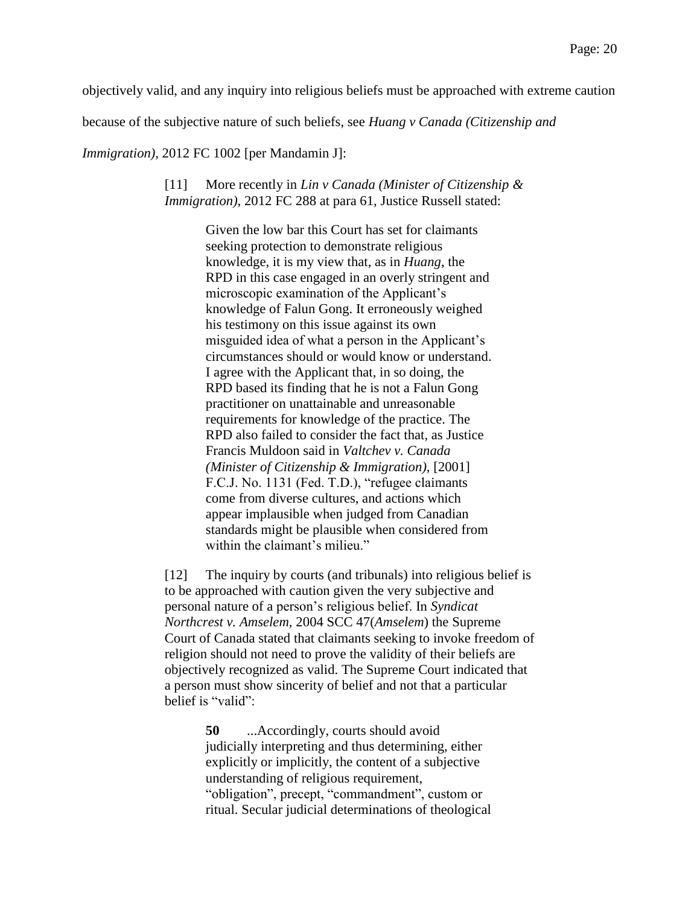objectively valid, and any inquiry into religious beliefs must be approached with extreme caution because of the subjective nature of such beliefs, see *Huang v Canada (Citizenship and Immigration)*, 2012 FC 1002 [per Mandamin J]:

> [11] More recently in *Lin v Canada (Minister of Citizenship & Immigration)*, 2012 FC 288 at para 61, Justice Russell stated:
>
> > Given the low bar this Court has set for claimants seeking protection to demonstrate religious knowledge, it is my view that, as in *Huang*, the RPD in this case engaged in an overly stringent and microscopic examination of the Applicant's knowledge of Falun Gong. It erroneously weighed his testimony on this issue against its own misguided idea of what a person in the Applicant's circumstances should or would know or understand. I agree with the Applicant that, in so doing, the RPD based its finding that he is not a Falun Gong practitioner on unattainable and unreasonable requirements for knowledge of the practice. The RPD also failed to consider the fact that, as Justice Francis Muldoon said in *Valtchev v. Canada (Minister of Citizenship & Immigration)*, [2001] F.C.J. No. 1131 (Fed. T.D.), "refugee claimants come from diverse cultures, and actions which appear implausible when judged from Canadian standards might be plausible when considered from within the claimant's milieu."
>
> [12] The inquiry by courts (and tribunals) into religious belief is to be approached with caution given the very subjective and personal nature of a person's religious belief. In *Syndicat Northcrest v. Amselem*, 2004 SCC 47(*Amselem*) the Supreme Court of Canada stated that claimants seeking to invoke freedom of religion should not need to prove the validity of their beliefs are objectively recognized as valid. The Supreme Court indicated that a person must show sincerity of belief and not that a particular belief is "valid":
>
> > **50** ...Accordingly, courts should avoid judicially interpreting and thus determining, either explicitly or implicitly, the content of a subjective understanding of religious requirement, "obligation", precept, "commandment", custom or ritual. Secular judicial determinations of theological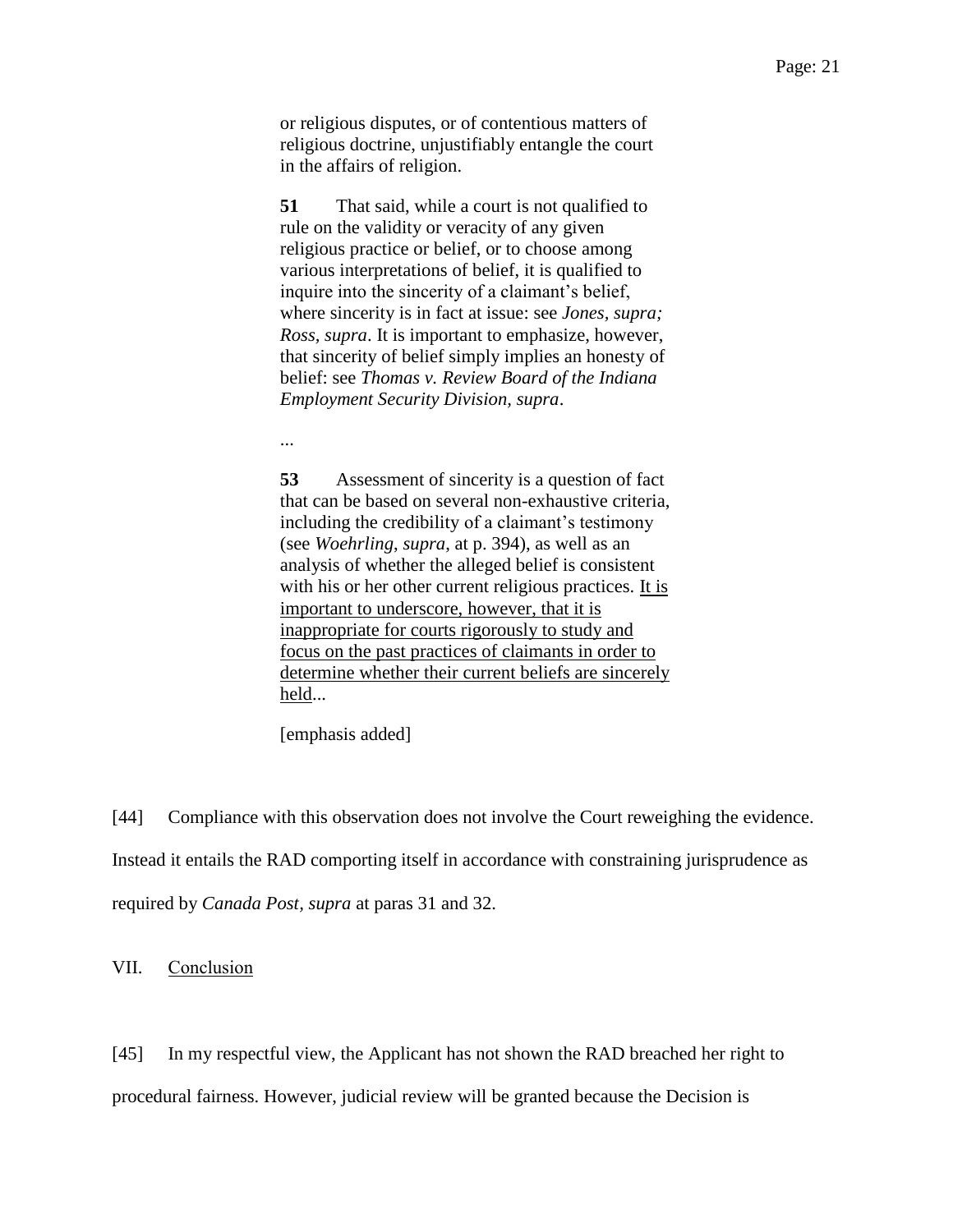> or religious disputes, or of contentious matters of religious doctrine, unjustifiably entangle the court in the affairs of religion.
>
> **51** That said, while a court is not qualified to rule on the validity or veracity of any given religious practice or belief, or to choose among various interpretations of belief, it is qualified to inquire into the sincerity of a claimant's belief, where sincerity is in fact at issue: see *Jones, supra; Ross, supra*. It is important to emphasize, however, that sincerity of belief simply implies an honesty of belief: see *Thomas v. Review Board of the Indiana Employment Security Division, supra*.
>
> ...
>
> **53** Assessment of sincerity is a question of fact that can be based on several non-exhaustive criteria, including the credibility of a claimant's testimony (see *Woehrling*, *supra*, at p. 394), as well as an analysis of whether the alleged belief is consistent with his or her other current religious practices. <u>It is important to underscore, however, that it is inappropriate for courts rigorously to study and focus on the past practices of claimants in order to determine whether their current beliefs are sincerely held</u>...
>
> [emphasis added]

[44] Compliance with this observation does not involve the Court reweighing the evidence. Instead it entails the RAD comporting itself in accordance with constraining jurisprudence as required by *Canada Post, supra* at paras 31 and 32.

## VII. <u>Conclusion</u>

[45] In my respectful view, the Applicant has not shown the RAD breached her right to procedural fairness. However, judicial review will be granted because the Decision is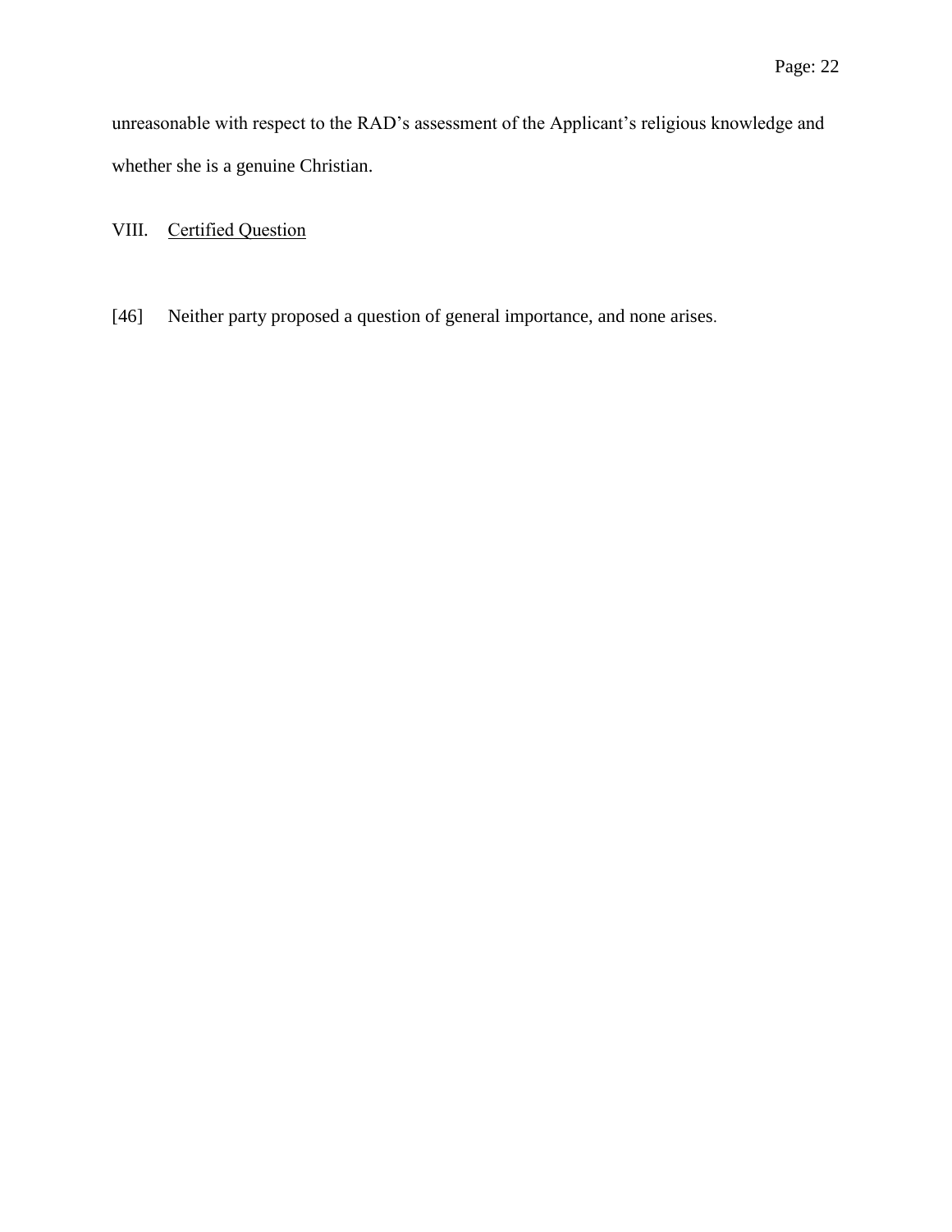unreasonable with respect to the RAD's assessment of the Applicant's religious knowledge and whether she is a genuine Christian.

## VIII. Certified Question

[46] Neither party proposed a question of general importance, and none arises.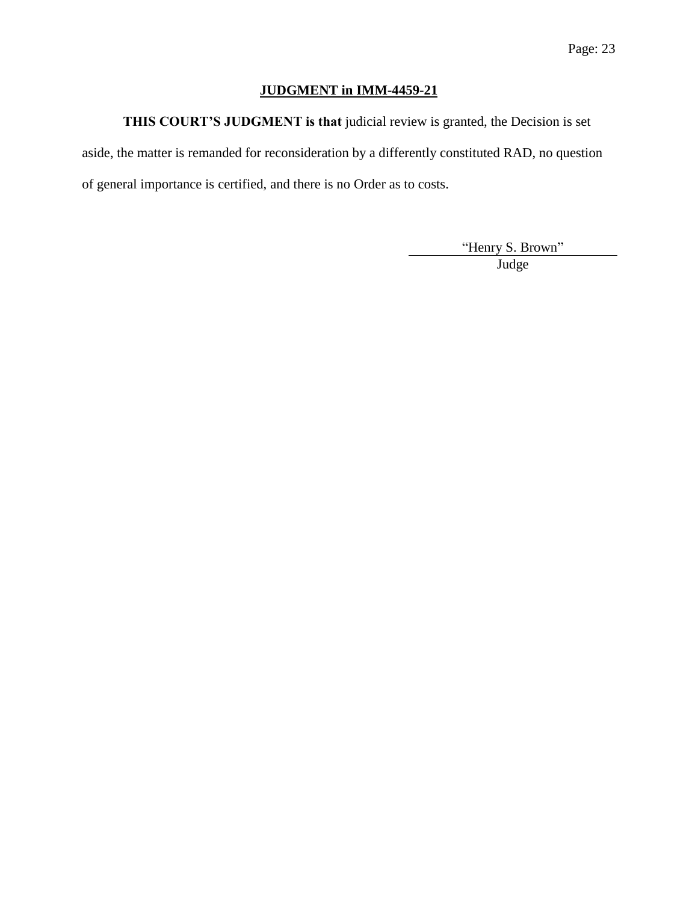## JUDGMENT in IMM-4459-21

**THIS COURT'S JUDGMENT is that** judicial review is granted, the Decision is set aside, the matter is remanded for reconsideration by a differently constituted RAD, no question of general importance is certified, and there is no Order as to costs.

"Henry S. Brown"

Judge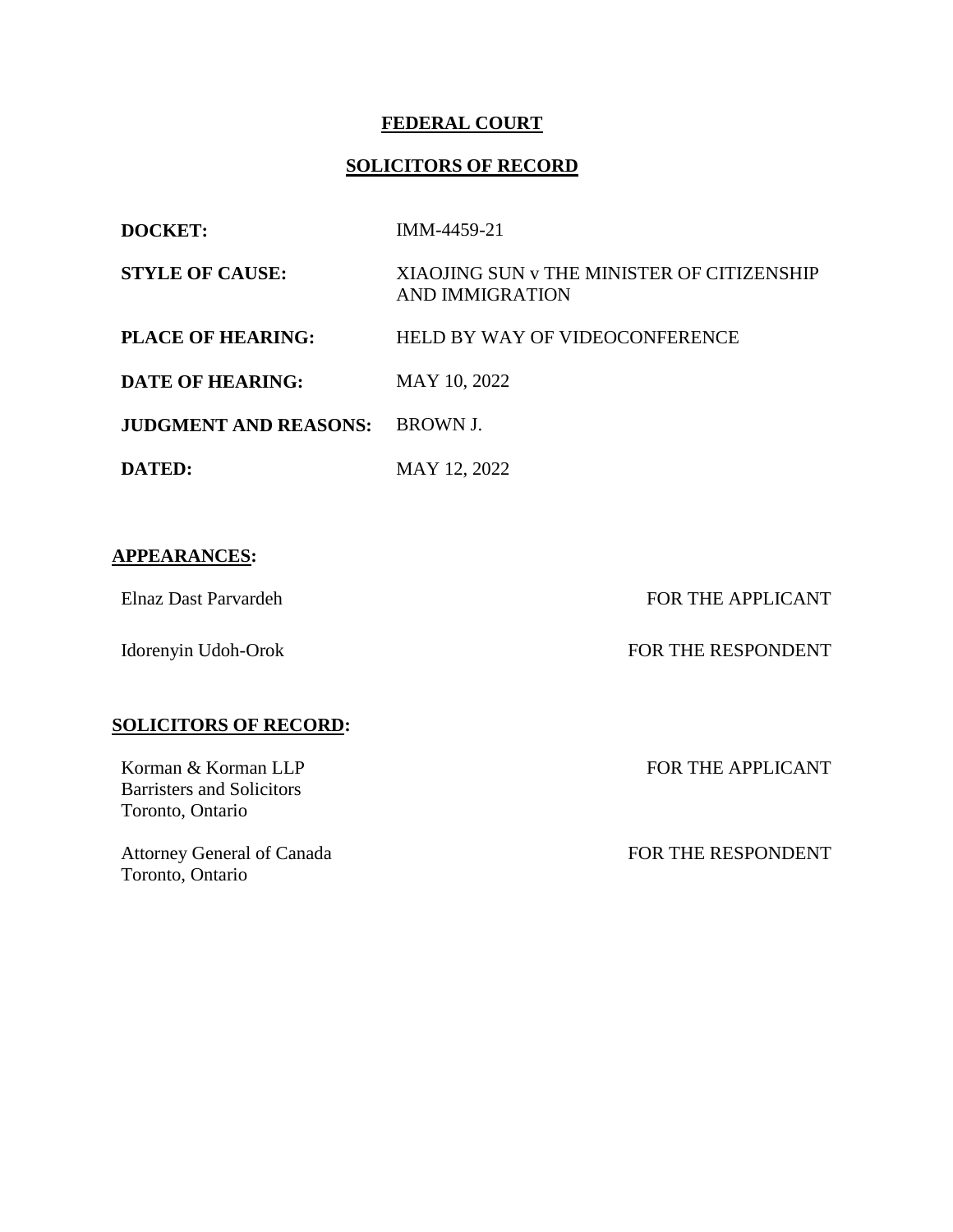**FEDERAL COURT**

**SOLICITORS OF RECORD**

| | |
|---|---|
| **DOCKET:** | IMM-4459-21 |
| **STYLE OF CAUSE:** | XIAOJING SUN v THE MINISTER OF CITIZENSHIP AND IMMIGRATION |
| **PLACE OF HEARING:** | HELD BY WAY OF VIDEOCONFERENCE |
| **DATE OF HEARING:** | MAY 10, 2022 |
| **JUDGMENT AND REASONS:** | BROWN J. |
| **DATED:** | MAY 12, 2022 |

**APPEARANCES:**

| | |
|---|---|
| Elnaz Dast Parvardeh | FOR THE APPLICANT |
| Idorenyin Udoh-Orok | FOR THE RESPONDENT |

**SOLICITORS OF RECORD:**

| | |
|---|---|
| Korman & Korman LLP<br>Barristers and Solicitors<br>Toronto, Ontario | FOR THE APPLICANT |
| Attorney General of Canada<br>Toronto, Ontario | FOR THE RESPONDENT |